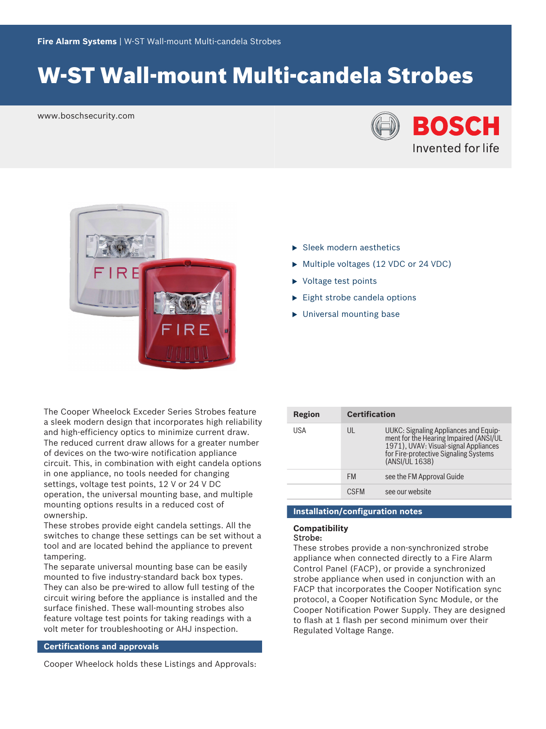Fire Alarm Systems | W-ST Wall-mount Multi-candela Strobes

# W-ST Wall-mount Multi-candela Strobes

www.boschsecurity.com

BOSCH
Invented for life

- Sleek modern aesthetics
- Multiple voltages (12 VDC or 24 VDC)
- Voltage test points
- Eight strobe candela options
- Universal mounting base

The Cooper Wheelock Exceder Series Strobes feature a sleek modern design that incorporates high reliability and high-efficiency optics to minimize current draw. The reduced current draw allows for a greater number of devices on the two-wire notification appliance circuit. This, in combination with eight candela options in one appliance, no tools needed for changing settings, voltage test points, 12 V or 24 V DC operation, the universal mounting base, and multiple mounting options results in a reduced cost of ownership.

These strobes provide eight candela settings. All the switches to change these settings can be set without a tool and are located behind the appliance to prevent tampering.

The separate universal mounting base can be easily mounted to five industry-standard back box types. They can also be pre-wired to allow full testing of the circuit wiring before the appliance is installed and the surface finished. These wall-mounting strobes also feature voltage test points for taking readings with a volt meter for troubleshooting or AHJ inspection.

## Certifications and approvals

Cooper Wheelock holds these Listings and Approvals:

| Region | Certification | |
|---|---|---|
| USA | UL | UUKC: Signaling Appliances and Equipment for the Hearing Impaired (ANSI/UL 1971), UVAV: Visual-signal Appliances for Fire-protective Signaling Systems (ANSI/UL 1638) |
| | FM | see the FM Approval Guide |
| | CSFM | see our website |

## Installation/configuration notes

### Compatibility

**Strobe:**

These strobes provide a non-synchronized strobe appliance when connected directly to a Fire Alarm Control Panel (FACP), or provide a synchronized strobe appliance when used in conjunction with an FACP that incorporates the Cooper Notification sync protocol, a Cooper Notification Sync Module, or the Cooper Notification Power Supply. They are designed to flash at 1 flash per second minimum over their Regulated Voltage Range.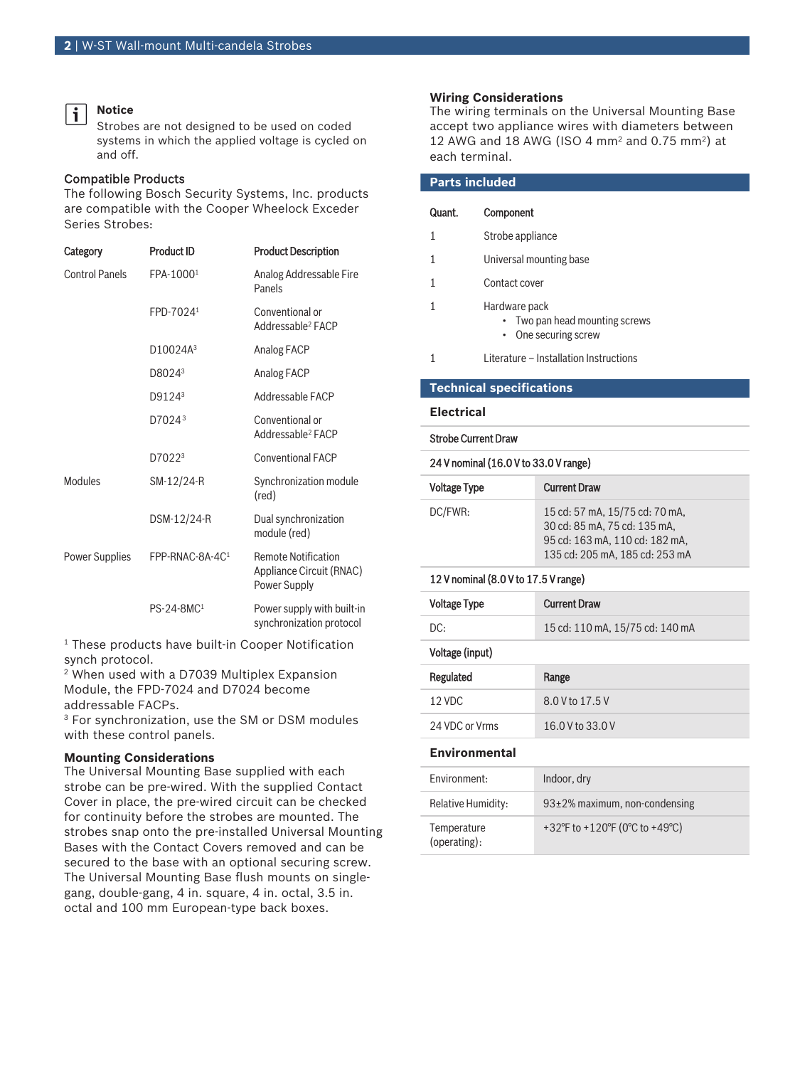**Notice**

Strobes are not designed to be used on coded systems in which the applied voltage is cycled on and off.

### Compatible Products

The following Bosch Security Systems, Inc. products are compatible with the Cooper Wheelock Exceder Series Strobes:

| Category | Product ID | Product Description |
| --- | --- | --- |
| Control Panels | FPA-1000[1] | Analog Addressable Fire Panels |
| | FPD-7024[1] | Conventional or Addressable[2] FACP |
| | D10024A[3] | Analog FACP |
| | D8024[3] | Analog FACP |
| | D9124[3] | Addressable FACP |
| | D7024[3] | Conventional or Addressable[2] FACP |
| | D7022[3] | Conventional FACP |
| Modules | SM-12/24-R | Synchronization module (red) |
| | DSM-12/24-R | Dual synchronization module (red) |
| Power Supplies | FPP-RNAC-8A-4C[1] | Remote Notification Appliance Circuit (RNAC) Power Supply |
| | PS-24-8MC[1] | Power supply with built-in synchronization protocol |

[1] These products have built-in Cooper Notification synch protocol.
[2] When used with a D7039 Multiplex Expansion Module, the FPD-7024 and D7024 become addressable FACPs.
[3] For synchronization, use the SM or DSM modules with these control panels.

### Mounting Considerations

The Universal Mounting Base supplied with each strobe can be pre-wired. With the supplied Contact Cover in place, the pre-wired circuit can be checked for continuity before the strobes are mounted. The strobes snap onto the pre-installed Universal Mounting Bases with the Contact Covers removed and can be secured to the base with an optional securing screw. The Universal Mounting Base flush mounts on single-gang, double-gang, 4 in. square, 4 in. octal, 3.5 in. octal and 100 mm European-type back boxes.

### Wiring Considerations

The wiring terminals on the Universal Mounting Base accept two appliance wires with diameters between 12 AWG and 18 AWG (ISO 4 mm² and 0.75 mm²) at each terminal.

## Parts included

| Quant. | Component |
| --- | --- |
| 1 | Strobe appliance |
| 1 | Universal mounting base |
| 1 | Contact cover |
| 1 | Hardware pack<br>• Two pan head mounting screws<br>• One securing screw |
| 1 | Literature – Installation Instructions |

## Technical specifications

### Electrical

**Strobe Current Draw**

**24 V nominal (16.0 V to 33.0 V range)**

| Voltage Type | Current Draw |
| --- | --- |
| DC/FWR: | 15 cd: 57 mA, 15/75 cd: 70 mA, 30 cd: 85 mA, 75 cd: 135 mA, 95 cd: 163 mA, 110 cd: 182 mA, 135 cd: 205 mA, 185 cd: 253 mA |

**12 V nominal (8.0 V to 17.5 V range)**

| Voltage Type | Current Draw |
| --- | --- |
| DC: | 15 cd: 110 mA, 15/75 cd: 140 mA |

**Voltage (input)**

| Regulated | Range |
| --- | --- |
| 12 VDC | 8.0 V to 17.5 V |
| 24 VDC or Vrms | 16.0 V to 33.0 V |

### Environmental

| | |
| --- | --- |
| Environment: | Indoor, dry |
| Relative Humidity: | 93±2% maximum, non-condensing |
| Temperature (operating): | +32°F to +120°F (0°C to +49°C) |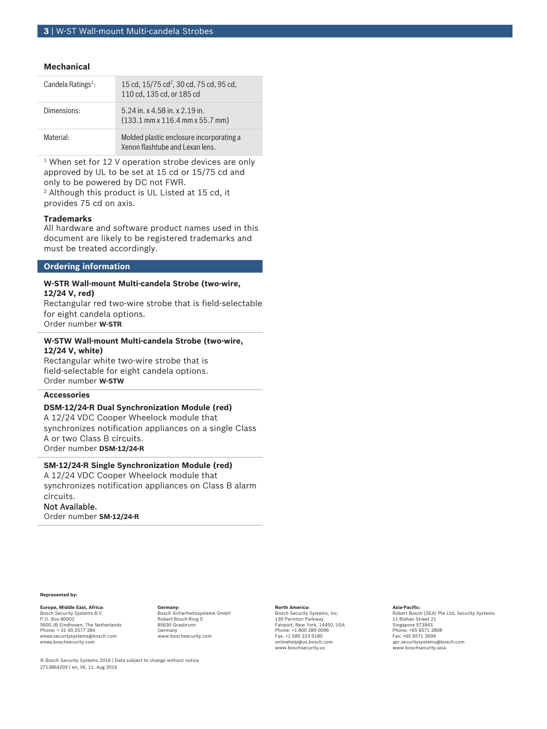### Mechanical

| | |
|---|---|
| Candela Ratings[1]: | 15 cd, 15/75 cd[2], 30 cd, 75 cd, 95 cd, 110 cd, 135 cd, or 185 cd |
| Dimensions: | 5.24 in. x 4.58 in. x 2.19 in. (133.1 mm x 116.4 mm x 55.7 mm) |
| Material: | Molded plastic enclosure incorporating a Xenon flashtube and Lexan lens. |

[1] When set for 12 V operation strobe devices are only approved by UL to be set at 15 cd or 15/75 cd and only to be powered by DC not FWR.
[2] Although this product is UL Listed at 15 cd, it provides 75 cd on axis.

### Trademarks

All hardware and software product names used in this document are likely to be registered trademarks and must be treated accordingly.

## Ordering information

**W-STR Wall-mount Multi-candela Strobe (two-wire, 12/24 V, red)**
Rectangular red two-wire strobe that is field-selectable for eight candela options.
Order number **W-STR**

**W-STW Wall-mount Multi-candela Strobe (two-wire, 12/24 V, white)**
Rectangular white two-wire strobe that is field-selectable for eight candela options.
Order number **W-STW**

### Accessories

**DSM-12/24-R Dual Synchronization Module (red)**
A 12/24 VDC Cooper Wheelock module that synchronizes notification appliances on a single Class A or two Class B circuits.
Order number **DSM-12/24-R**

**SM-12/24-R Single Synchronization Module (red)**
A 12/24 VDC Cooper Wheelock module that synchronizes notification appliances on Class B alarm circuits.
Not Available.
Order number **SM-12/24-R**

**Represented by:**

**Europe, Middle East, Africa:**
Bosch Security Systems B.V.
P.O. Box 80002
5600 JB Eindhoven, The Netherlands
Phone: + 31 40 2577 284
emea.securitysystems@bosch.com
emea.boschsecurity.com

**Germany:**
Bosch Sicherheitssysteme GmbH
Robert-Bosch-Ring 5
85630 Grasbrunn
Germany
www.boschsecurity.com

**North America:**
Bosch Security Systems, Inc.
130 Perinton Parkway
Fairport, New York, 14450, USA
Phone: +1 800 289 0096
Fax: +1 585 223 9180
onlinehelp@us.bosch.com
www.boschsecurity.us

**Asia-Pacific:**
Robert Bosch (SEA) Pte Ltd, Security Systems
11 Bishan Street 21
Singapore 573943
Phone: +65 6571 2808
Fax: +65 6571 2699
apr.securitysystems@bosch.com
www.boschsecurity.asia

© Bosch Security Systems 2016 | Data subject to change without notice
2713864203 | en, V6, 11. Aug 2016